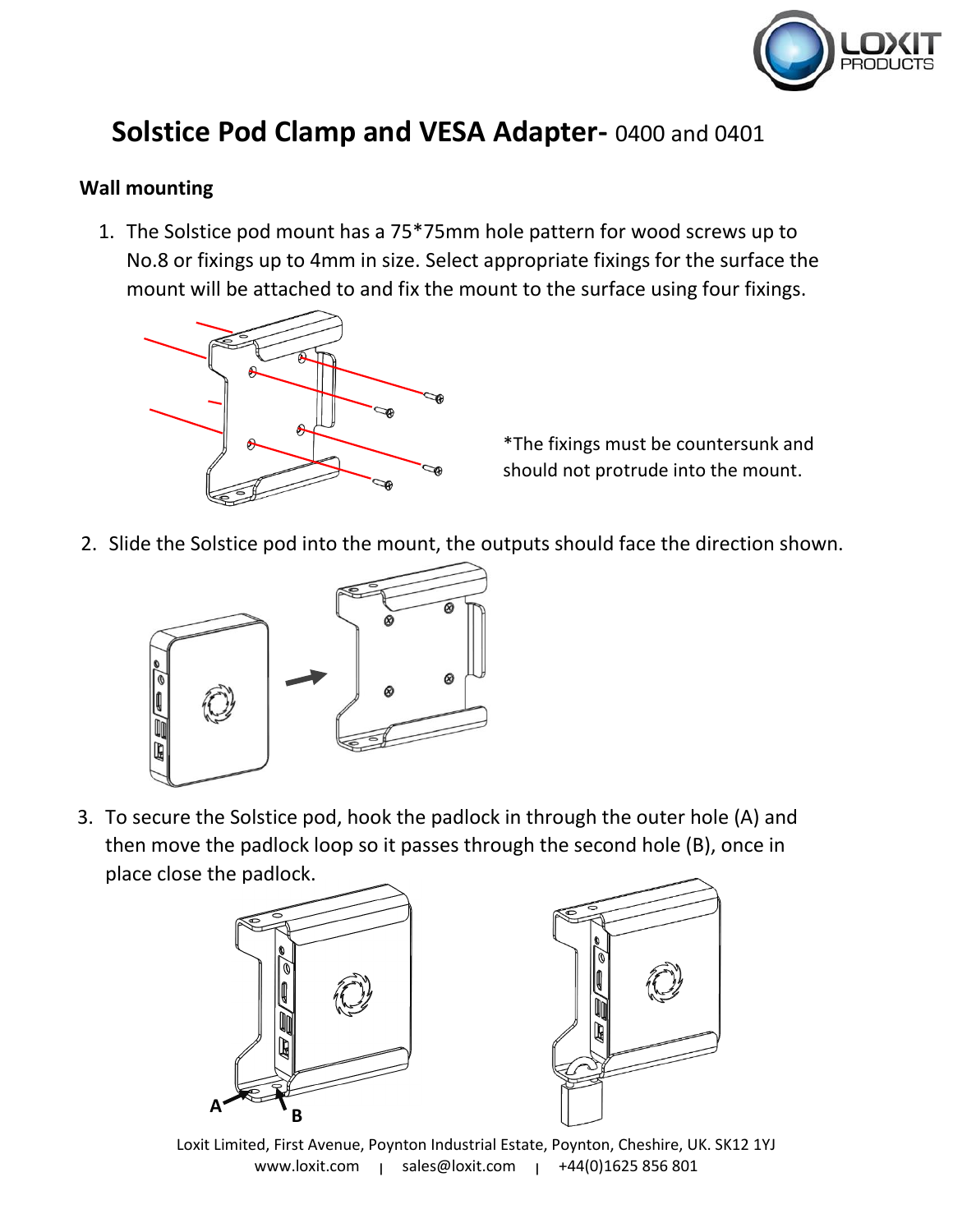# Solstice Pod Clamp and VESA Adapter- 0400 and 0401

**Wall mounting**

1. The Solstice pod mount has a 75*75mm hole pattern for wood screws up to No.8 or fixings up to 4mm in size. Select appropriate fixings for the surface the mount will be attached to and fix the mount to the surface using four fixings.

*The fixings must be countersunk and should not protrude into the mount.

2. Slide the Solstice pod into the mount, the outputs should face the direction shown.

3. To secure the Solstice pod, hook the padlock in through the outer hole (A) and then move the padlock loop so it passes through the second hole (B), once in place close the padlock.

A B

Loxit Limited, First Avenue, Poynton Industrial Estate, Poynton, Cheshire, UK. SK12 1YJ
www.loxit.com | sales@loxit.com | +44(0)1625 856 801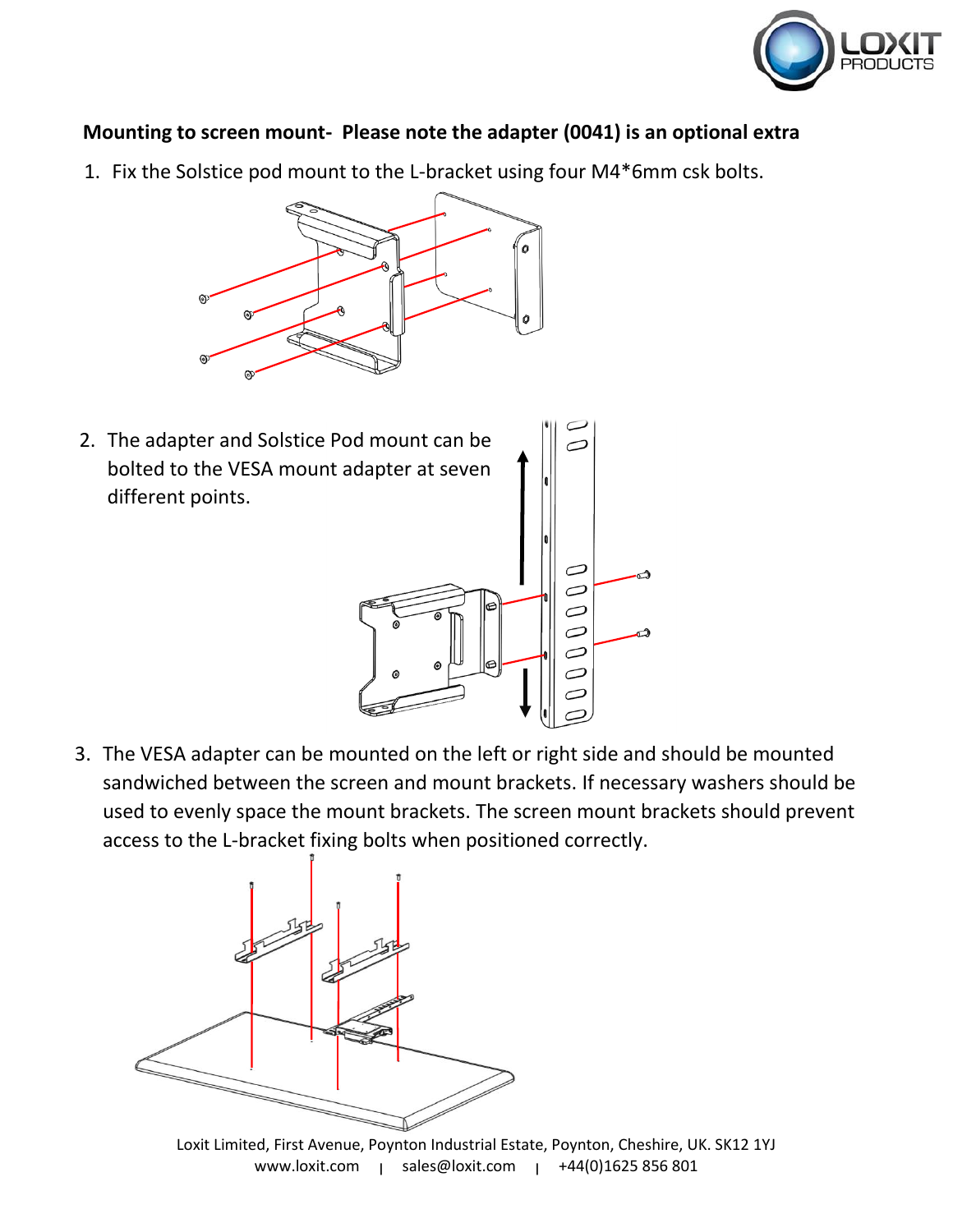**Mounting to screen mount- Please note the adapter (0041) is an optional extra**

1. Fix the Solstice pod mount to the L-bracket using four M4*6mm csk bolts.

2. The adapter and Solstice Pod mount can be bolted to the VESA mount adapter at seven different points.

3. The VESA adapter can be mounted on the left or right side and should be mounted sandwiched between the screen and mount brackets. If necessary washers should be used to evenly space the mount brackets. The screen mount brackets should prevent access to the L-bracket fixing bolts when positioned correctly.

Loxit Limited, First Avenue, Poynton Industrial Estate, Poynton, Cheshire, UK. SK12 1YJ
www.loxit.com | sales@loxit.com | +44(0)1625 856 801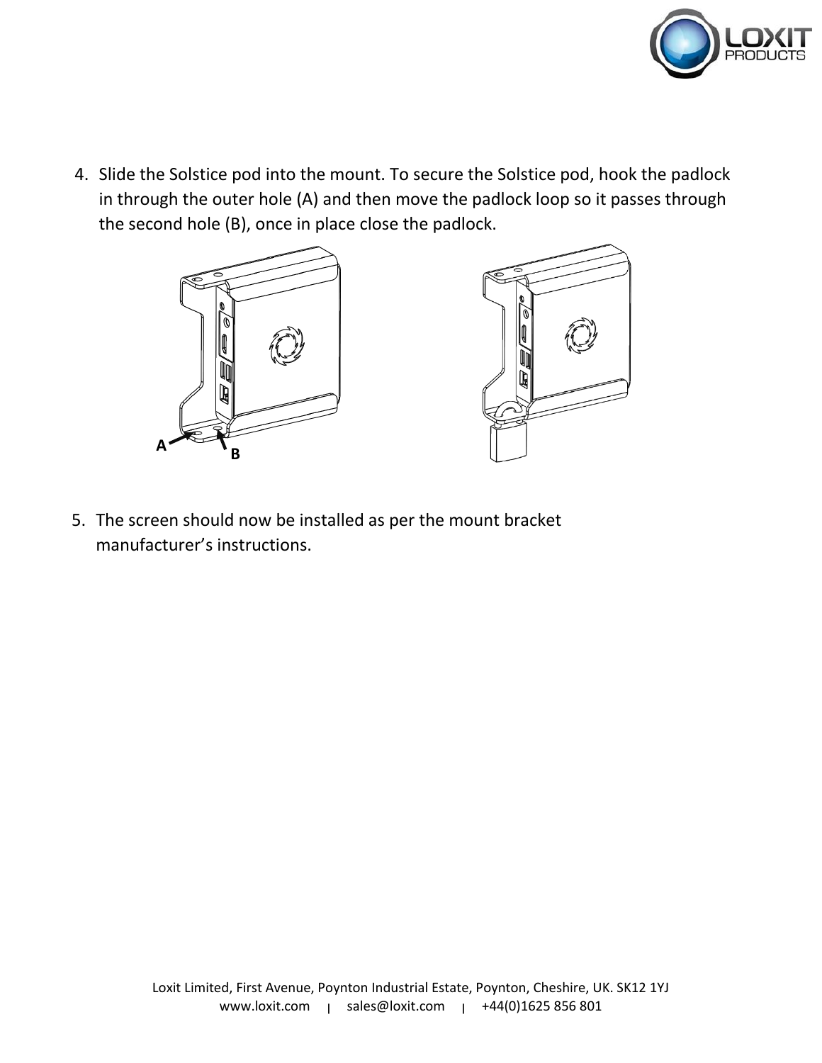4. Slide the Solstice pod into the mount. To secure the Solstice pod, hook the padlock in through the outer hole (A) and then move the padlock loop so it passes through the second hole (B), once in place close the padlock.

A

B

5. The screen should now be installed as per the mount bracket manufacturer's instructions.